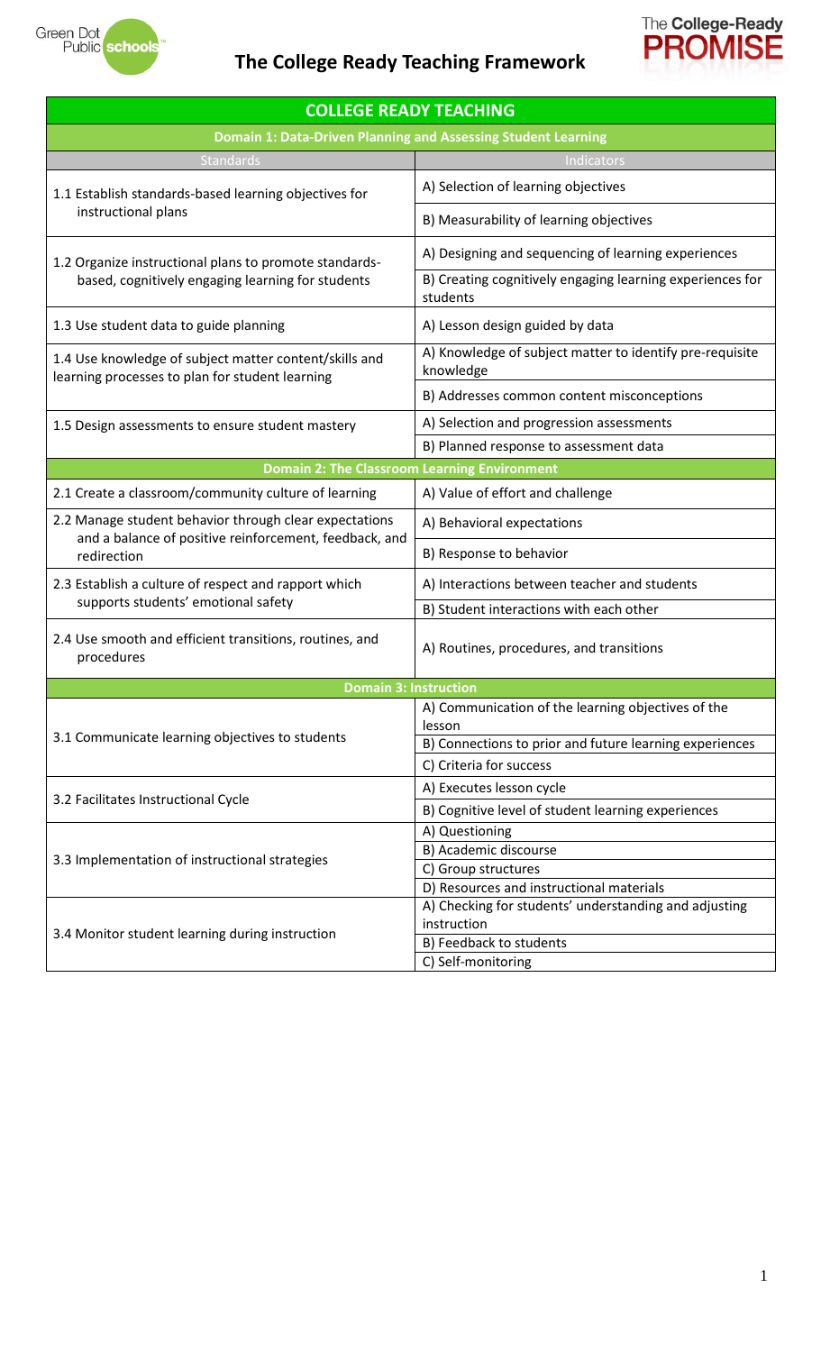# The College Ready Teaching Framework

| COLLEGE READY TEACHING | |
|---|---|
| **Domain 1: Data-Driven Planning and Assessing Student Learning** | |
| Standards | Indicators |
| 1.1 Establish standards-based learning objectives for instructional plans | A) Selection of learning objectives |
| | B) Measurability of learning objectives |
| 1.2 Organize instructional plans to promote standards-based, cognitively engaging learning for students | A) Designing and sequencing of learning experiences |
| | B) Creating cognitively engaging learning experiences for students |
| 1.3 Use student data to guide planning | A) Lesson design guided by data |
| 1.4 Use knowledge of subject matter content/skills and learning processes to plan for student learning | A) Knowledge of subject matter to identify pre-requisite knowledge |
| | B) Addresses common content misconceptions |
| 1.5 Design assessments to ensure student mastery | A) Selection and progression assessments |
| | B) Planned response to assessment data |
| **Domain 2: The Classroom Learning Environment** | |
| 2.1 Create a classroom/community culture of learning | A) Value of effort and challenge |
| 2.2 Manage student behavior through clear expectations and a balance of positive reinforcement, feedback, and redirection | A) Behavioral expectations |
| | B) Response to behavior |
| 2.3 Establish a culture of respect and rapport which supports students' emotional safety | A) Interactions between teacher and students |
| | B) Student interactions with each other |
| 2.4 Use smooth and efficient transitions, routines, and procedures | A) Routines, procedures, and transitions |
| **Domain 3: Instruction** | |
| 3.1 Communicate learning objectives to students | A) Communication of the learning objectives of the lesson |
| | B) Connections to prior and future learning experiences |
| | C) Criteria for success |
| 3.2 Facilitates Instructional Cycle | A) Executes lesson cycle |
| | B) Cognitive level of student learning experiences |
| 3.3 Implementation of instructional strategies | A) Questioning |
| | B) Academic discourse |
| | C) Group structures |
| | D) Resources and instructional materials |
| 3.4 Monitor student learning during instruction | A) Checking for students' understanding and adjusting instruction |
| | B) Feedback to students |
| | C) Self-monitoring |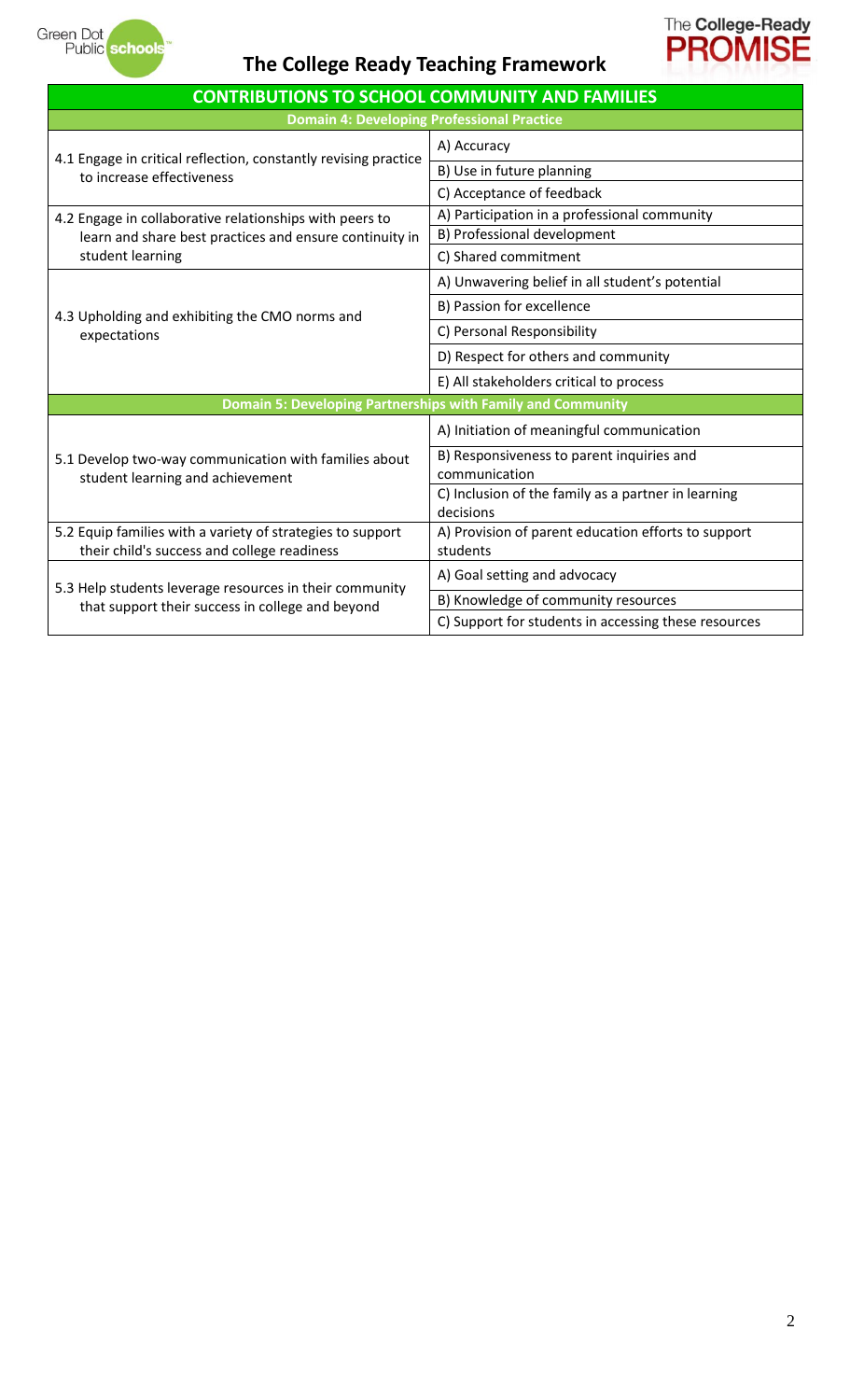# The College Ready Teaching Framework

| CONTRIBUTIONS TO SCHOOL COMMUNITY AND FAMILIES | |
|---|---|
| **Domain 4: Developing Professional Practice** | |
| 4.1 Engage in critical reflection, constantly revising practice to increase effectiveness | A) Accuracy |
| | B) Use in future planning |
| | C) Acceptance of feedback |
| 4.2 Engage in collaborative relationships with peers to learn and share best practices and ensure continuity in student learning | A) Participation in a professional community |
| | B) Professional development |
| | C) Shared commitment |
| 4.3 Upholding and exhibiting the CMO norms and expectations | A) Unwavering belief in all student's potential |
| | B) Passion for excellence |
| | C) Personal Responsibility |
| | D) Respect for others and community |
| | E) All stakeholders critical to process |
| **Domain 5: Developing Partnerships with Family and Community** | |
| 5.1 Develop two-way communication with families about student learning and achievement | A) Initiation of meaningful communication |
| | B) Responsiveness to parent inquiries and communication |
| | C) Inclusion of the family as a partner in learning decisions |
| 5.2 Equip families with a variety of strategies to support their child's success and college readiness | A) Provision of parent education efforts to support students |
| 5.3 Help students leverage resources in their community that support their success in college and beyond | A) Goal setting and advocacy |
| | B) Knowledge of community resources |
| | C) Support for students in accessing these resources |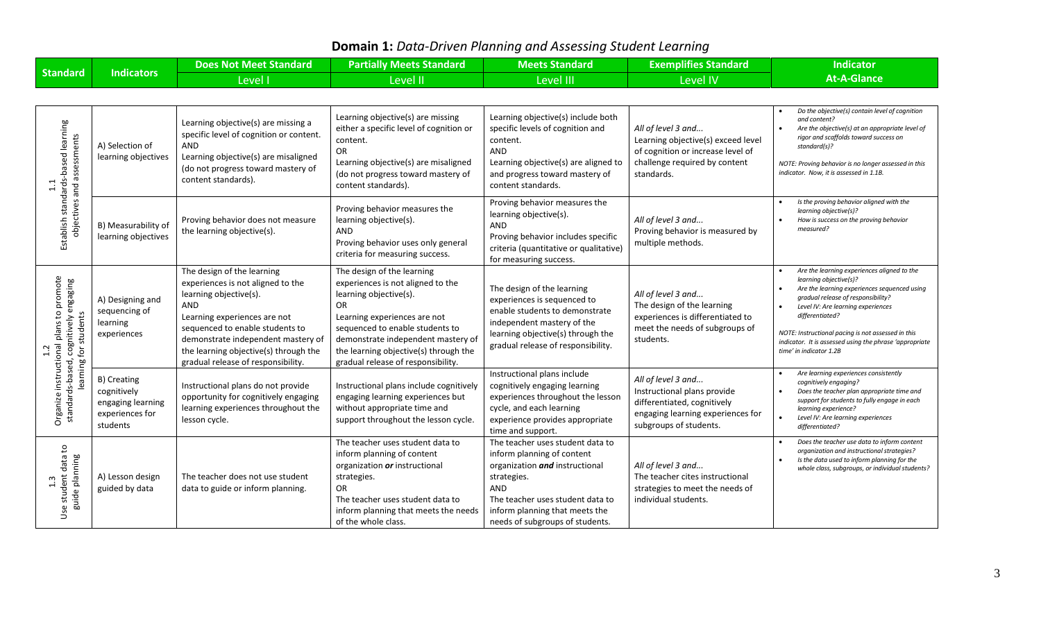# **Domain 1:** *Data-Driven Planning and Assessing Student Learning*

| Standard | Indicators | Does Not Meet Standard<br>Level I | Partially Meets Standard<br>Level II | Meets Standard<br>Level III | Exemplifies Standard<br>Level IV | Indicator<br>At-A-Glance |
|---|---|---|---|---|---|---|
| 1.1<br>Establish standards-based learning objectives and assessments | A) Selection of learning objectives | Learning objective(s) are missing a specific level of cognition or content.<br>AND<br>Learning objective(s) are misaligned (do not progress toward mastery of content standards). | Learning objective(s) are missing either a specific level of cognition or content.<br>OR<br>Learning objective(s) are misaligned (do not progress toward mastery of content standards). | Learning objective(s) include both specific levels of cognition and content.<br>AND<br>Learning objective(s) are aligned to and progress toward mastery of content standards. | *All of level 3 and...*<br>Learning objective(s) exceed level of cognition or increase level of challenge required by content standards. | • *Do the objective(s) contain level of cognition and content?*<br>• *Are the objective(s) at an appropriate level of rigor and scaffolds toward success on standard(s)?*<br>*NOTE: Proving behavior is no longer assessed in this indicator. Now, it is assessed in 1.1B.* |
| | B) Measurability of learning objectives | Proving behavior does not measure the learning objective(s). | Proving behavior measures the learning objective(s).<br>AND<br>Proving behavior uses only general criteria for measuring success. | Proving behavior measures the learning objective(s).<br>AND<br>Proving behavior includes specific criteria (quantitative or qualitative) for measuring success. | *All of level 3 and...*<br>Proving behavior is measured by multiple methods. | • *Is the proving behavior aligned with the learning objective(s)?*<br>• *How is success on the proving behavior measured?* |
| 1.2<br>Organize instructional plans to promote standards-based, cognitively engaging learning for students | A) Designing and sequencing of learning experiences | The design of the learning experiences is not aligned to the learning objective(s).<br>AND<br>Learning experiences are not sequenced to enable students to demonstrate independent mastery of the learning objective(s) through the gradual release of responsibility. | The design of the learning experiences is not aligned to the learning objective(s).<br>OR<br>Learning experiences are not sequenced to enable students to demonstrate independent mastery of the learning objective(s) through the gradual release of responsibility. | The design of the learning experiences is sequenced to enable students to demonstrate independent mastery of the learning objective(s) through the gradual release of responsibility. | *All of level 3 and...*<br>The design of the learning experiences is differentiated to meet the needs of subgroups of students. | • *Are the learning experiences aligned to the learning objective(s)?*<br>• *Are the learning experiences sequenced using gradual release of responsibility?*<br>• *Level IV: Are learning experiences differentiated?*<br>*NOTE: Instructional pacing is not assessed in this indicator. It is assessed using the phrase 'appropriate time' in indicator 1.2B* |
| | B) Creating cognitively engaging learning experiences for students | Instructional plans do not provide opportunity for cognitively engaging learning experiences throughout the lesson cycle. | Instructional plans include cognitively engaging learning experiences but without appropriate time and support throughout the lesson cycle. | Instructional plans include cognitively engaging learning experiences throughout the lesson cycle, and each learning experience provides appropriate time and support. | *All of level 3 and...*<br>Instructional plans provide differentiated, cognitively engaging learning experiences for subgroups of students. | • *Are learning experiences consistently cognitively engaging?*<br>• *Does the teacher plan appropriate time and support for students to fully engage in each learning experience?*<br>• *Level IV: Are learning experiences differentiated?* |
| 1.3<br>Use student data to guide planning | A) Lesson design guided by data | The teacher does not use student data to guide or inform planning. | The teacher uses student data to inform planning of content organization ***or*** instructional strategies.<br>OR<br>The teacher uses student data to inform planning that meets the needs of the whole class. | The teacher uses student data to inform planning of content organization ***and*** instructional strategies.<br>AND<br>The teacher uses student data to inform planning that meets the needs of subgroups of students. | *All of level 3 and...*<br>The teacher cites instructional strategies to meet the needs of individual students. | • *Does the teacher use data to inform content organization and instructional strategies?*<br>• *Is the data used to inform planning for the whole class, subgroups, or individual students?* |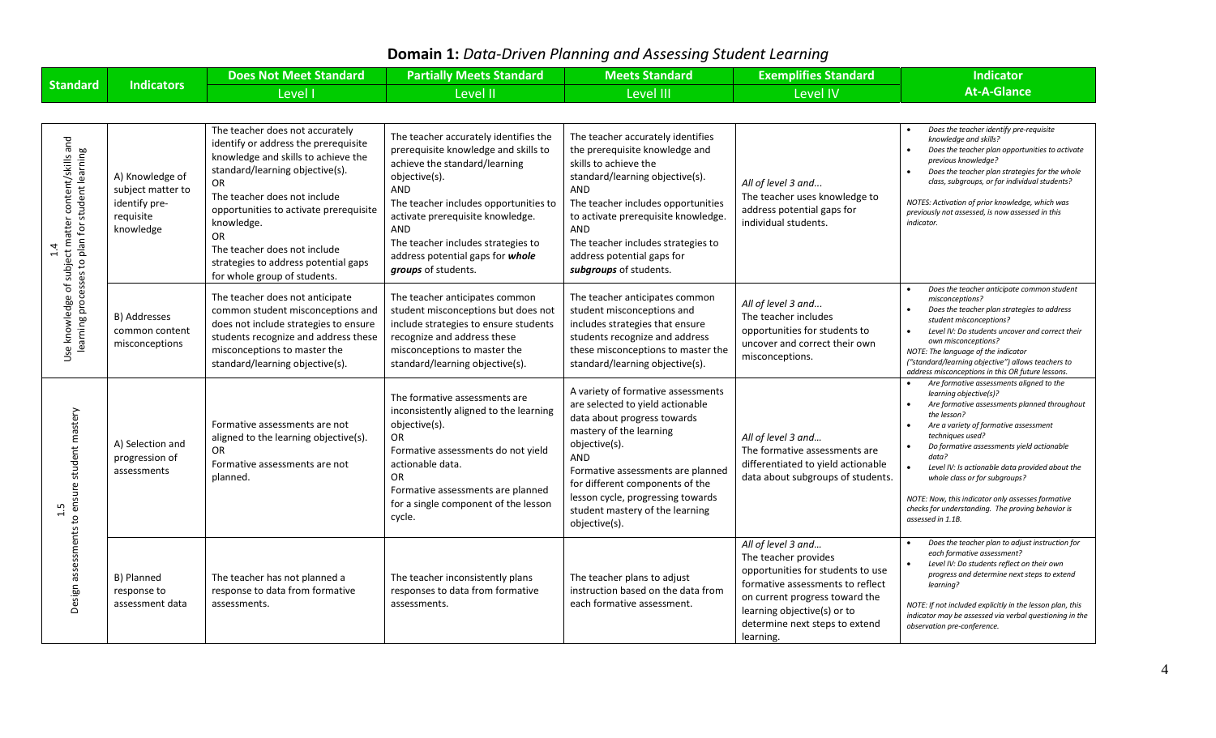# **Domain 1:** *Data-Driven Planning and Assessing Student Learning*

| Standard | Indicators | Does Not Meet Standard<br>Level I | Partially Meets Standard<br>Level II | Meets Standard<br>Level III | Exemplifies Standard<br>Level IV | Indicator<br>At-A-Glance |
|---|---|---|---|---|---|---|
| 1.4<br>Use knowledge of subject matter content/skills and learning processes to plan for student learning | A) Knowledge of subject matter to identify pre-requisite knowledge | The teacher does not accurately identify or address the prerequisite knowledge and skills to achieve the standard/learning objective(s).<br>OR<br>The teacher does not include opportunities to activate prerequisite knowledge.<br>OR<br>The teacher does not include strategies to address potential gaps for whole group of students. | The teacher accurately identifies the prerequisite knowledge and skills to achieve the standard/learning objective(s).<br>AND<br>The teacher includes opportunities to activate prerequisite knowledge.<br>AND<br>The teacher includes strategies to address potential gaps for ***whole groups*** of students. | The teacher accurately identifies the prerequisite knowledge and skills to achieve the standard/learning objective(s).<br>AND<br>The teacher includes opportunities to activate prerequisite knowledge.<br>AND<br>The teacher includes strategies to address potential gaps for ***subgroups*** of students. | *All of level 3 and...*<br>The teacher uses knowledge to address potential gaps for individual students. | • *Does the teacher identify pre-requisite knowledge and skills?*<br>• *Does the teacher plan opportunities to activate previous knowledge?*<br>• *Does the teacher plan strategies for the whole class, subgroups, or for individual students?*<br><br>*NOTES: Activation of prior knowledge, which was previously not assessed, is now assessed in this indicator.* |
| | B) Addresses common content misconceptions | The teacher does not anticipate common student misconceptions and does not include strategies to ensure students recognize and address these misconceptions to master the standard/learning objective(s). | The teacher anticipates common student misconceptions but does not include strategies to ensure students recognize and address these misconceptions to master the standard/learning objective(s). | The teacher anticipates common student misconceptions and includes strategies that ensure students recognize and address these misconceptions to master the standard/learning objective(s). | *All of level 3 and...*<br>The teacher includes opportunities for students to uncover and correct their own misconceptions. | • *Does the teacher anticipate common student misconceptions?*<br>• *Does the teacher plan strategies to address student misconceptions?*<br>• *Level IV: Do students uncover and correct their own misconceptions?*<br>*NOTE: The language of the indicator ("standard/learning objective") allows teachers to address misconceptions in this OR future lessons.* |
| 1.5<br>Design assessments to ensure student mastery | A) Selection and progression of assessments | Formative assessments are not aligned to the learning objective(s).<br>OR<br>Formative assessments are not planned. | The formative assessments are inconsistently aligned to the learning objective(s).<br>OR<br>Formative assessments do not yield actionable data.<br>OR<br>Formative assessments are planned for a single component of the lesson cycle. | A variety of formative assessments are selected to yield actionable data about progress towards mastery of the learning objective(s).<br>AND<br>Formative assessments are planned for different components of the lesson cycle, progressing towards student mastery of the learning objective(s). | *All of level 3 and...*<br>The formative assessments are differentiated to yield actionable data about subgroups of students. | • *Are formative assessments aligned to the learning objective(s)?*<br>• *Are formative assessments planned throughout the lesson?*<br>• *Are a variety of formative assessment techniques used?*<br>• *Do formative assessments yield actionable data?*<br>• *Level IV: Is actionable data provided about the whole class or for subgroups?*<br><br>*NOTE: Now, this indicator only assesses formative checks for understanding. The proving behavior is assessed in 1.1B.* |
| | B) Planned response to assessment data | The teacher has not planned a response to data from formative assessments. | The teacher inconsistently plans responses to data from formative assessments. | The teacher plans to adjust instruction based on the data from each formative assessment. | *All of level 3 and...*<br>The teacher provides opportunities for students to use formative assessments to reflect on current progress toward the learning objective(s) or to determine next steps to extend learning. | • *Does the teacher plan to adjust instruction for each formative assessment?*<br>• *Level IV: Do students reflect on their own progress and determine next steps to extend learning?*<br><br>*NOTE: If not included explicitly in the lesson plan, this indicator may be assessed via verbal questioning in the observation pre-conference.* |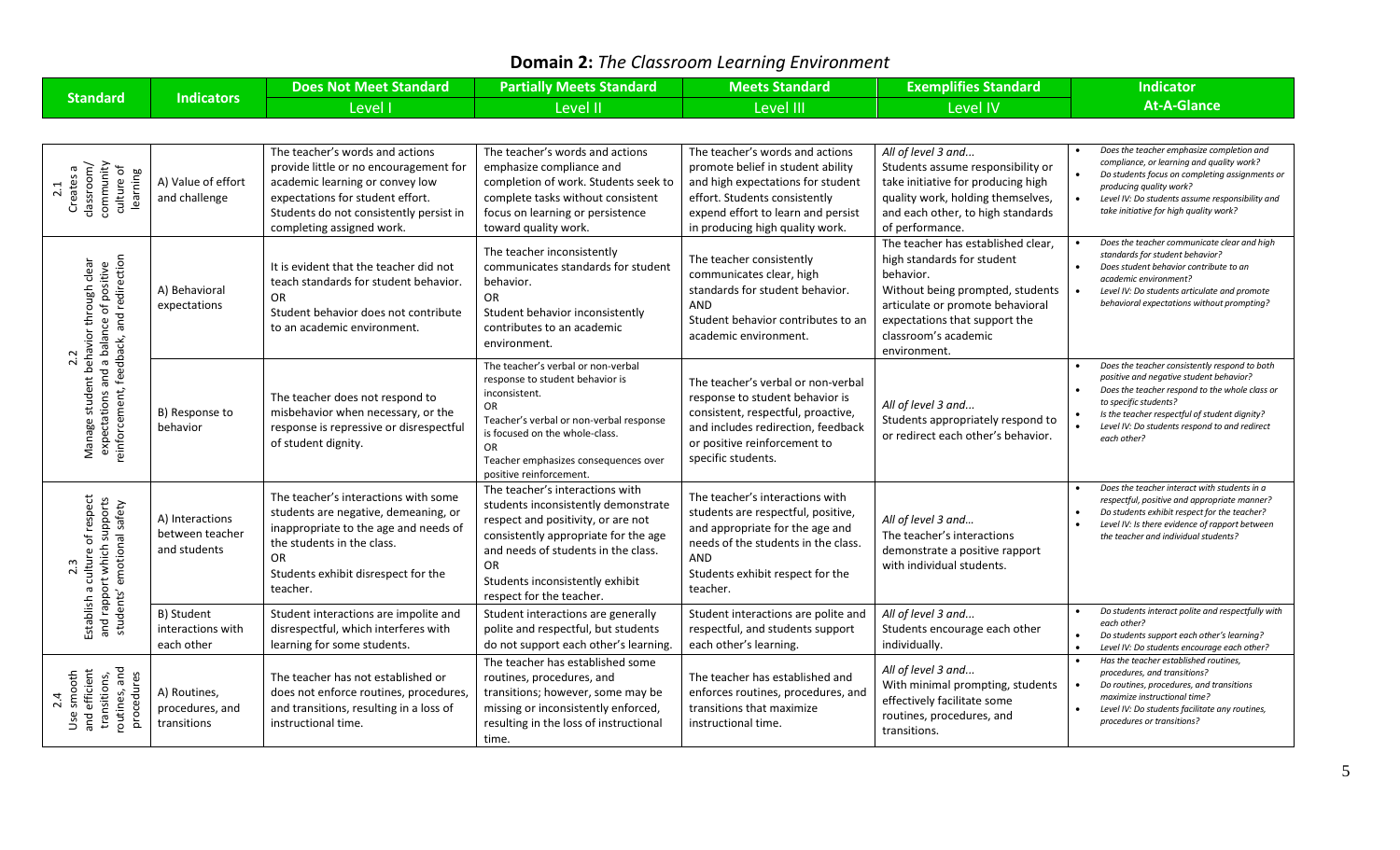# **Domain 2:** *The Classroom Learning Environment*

| Standard | Indicators | Does Not Meet Standard<br>Level I | Partially Meets Standard<br>Level II | Meets Standard<br>Level III | Exemplifies Standard<br>Level IV | Indicator<br>At-A-Glance |
|---|---|---|---|---|---|---|
| 2.1 Creates a classroom/ community culture of learning | A) Value of effort and challenge | The teacher's words and actions provide little or no encouragement for academic learning or convey low expectations for student effort. Students do not consistently persist in completing assigned work. | The teacher's words and actions emphasize compliance and completion of work. Students seek to complete tasks without consistent focus on learning or persistence toward quality work. | The teacher's words and actions promote belief in student ability and high expectations for student effort. Students consistently expend effort to learn and persist in producing high quality work. | *All of level 3 and...*<br>Students assume responsibility or take initiative for producing high quality work, holding themselves, and each other, to high standards of performance. | • *Does the teacher emphasize completion and compliance, or learning and quality work?*<br>• *Do students focus on completing assignments or producing quality work?*<br>• *Level IV: Do students assume responsibility and take initiative for high quality work?* |
| 2.2 Manage student behavior through clear expectations and a balance of positive reinforcement, feedback, and redirection | A) Behavioral expectations | It is evident that the teacher did not teach standards for student behavior.<br>OR<br>Student behavior does not contribute to an academic environment. | The teacher inconsistently communicates standards for student behavior.<br>OR<br>Student behavior inconsistently contributes to an academic environment. | The teacher consistently communicates clear, high standards for student behavior.<br>AND<br>Student behavior contributes to an academic environment. | The teacher has established clear, high standards for student behavior.<br>Without being prompted, students articulate or promote behavioral expectations that support the classroom's academic environment. | • *Does the teacher communicate clear and high standards for student behavior?*<br>• *Does student behavior contribute to an academic environment?*<br>• *Level IV: Do students articulate and promote behavioral expectations without prompting?* |
| | B) Response to behavior | The teacher does not respond to misbehavior when necessary, or the response is repressive or disrespectful of student dignity. | The teacher's verbal or non-verbal response to student behavior is inconsistent.<br>OR<br>Teacher's verbal or non-verbal response is focused on the whole-class.<br>OR<br>Teacher emphasizes consequences over positive reinforcement. | The teacher's verbal or non-verbal response to student behavior is consistent, respectful, proactive, and includes redirection, feedback or positive reinforcement to specific students. | *All of level 3 and...*<br>Students appropriately respond to or redirect each other's behavior. | • *Does the teacher consistently respond to both positive and negative student behavior?*<br>• *Does the teacher respond to the whole class or to specific students?*<br>• *Is the teacher respectful of student dignity?*<br>• *Level IV: Do students respond to and redirect each other?* |
| 2.3 Establish a culture of respect and rapport which supports students' emotional safety | A) Interactions between teacher and students | The teacher's interactions with some students are negative, demeaning, or inappropriate to the age and needs of the students in the class.<br>OR<br>Students exhibit disrespect for the teacher. | The teacher's interactions with students inconsistently demonstrate respect and positivity, or are not consistently appropriate for the age and needs of students in the class.<br>OR<br>Students inconsistently exhibit respect for the teacher. | The teacher's interactions with students are respectful, positive, and appropriate for the age and needs of the students in the class.<br>AND<br>Students exhibit respect for the teacher. | *All of level 3 and...*<br>The teacher's interactions demonstrate a positive rapport with individual students. | • *Does the teacher interact with students in a respectful, positive and appropriate manner?*<br>• *Do students exhibit respect for the teacher?*<br>• *Level IV: Is there evidence of rapport between the teacher and individual students?* |
| | B) Student interactions with each other | Student interactions are impolite and disrespectful, which interferes with learning for some students. | Student interactions are generally polite and respectful, but students do not support each other's learning. | Student interactions are polite and respectful, and students support each other's learning. | *All of level 3 and...*<br>Students encourage each other individually. | • *Do students interact polite and respectfully with each other?*<br>• *Do students support each other's learning?*<br>• *Level IV: Do students encourage each other?* |
| 2.4 Use smooth and efficient transitions, routines, and procedures | A) Routines, procedures, and transitions | The teacher has not established or does not enforce routines, procedures, and transitions, resulting in a loss of instructional time. | The teacher has established some routines, procedures, and transitions; however, some may be missing or inconsistently enforced, resulting in the loss of instructional time. | The teacher has established and enforces routines, procedures, and transitions that maximize instructional time. | *All of level 3 and...*<br>With minimal prompting, students effectively facilitate some routines, procedures, and transitions. | • *Has the teacher established routines, procedures, and transitions?*<br>• *Do routines, procedures, and transitions maximize instructional time?*<br>• *Level IV: Do students facilitate any routines, procedures or transitions?* |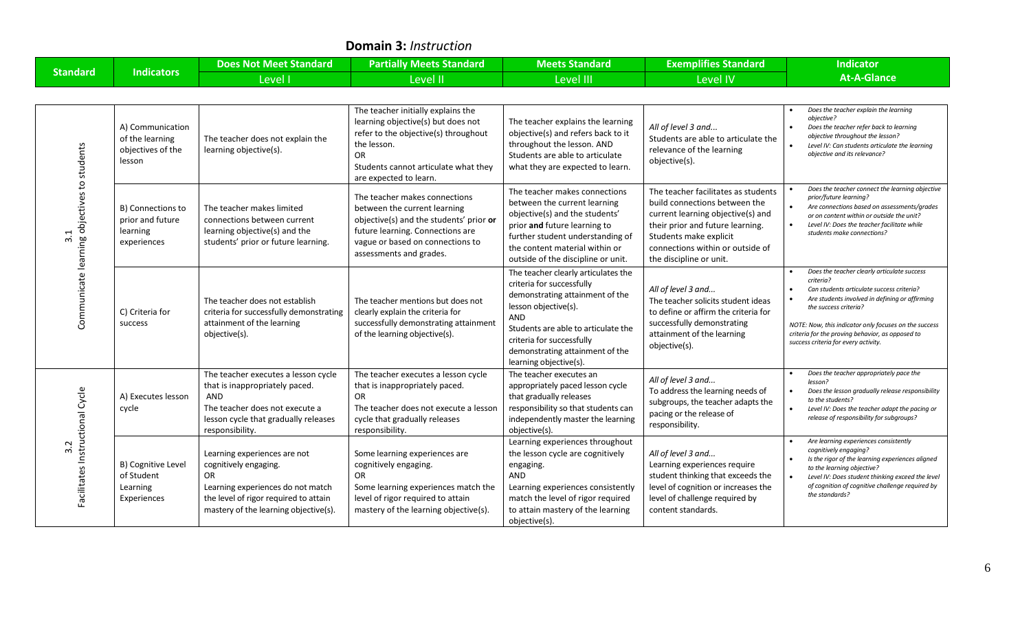# Domain 3: *Instruction*

| Standard | Indicators | Does Not Meet Standard<br>Level I | Partially Meets Standard<br>Level II | Meets Standard<br>Level III | Exemplifies Standard<br>Level IV | Indicator<br>At-A-Glance |
|---|---|---|---|---|---|---|
| 3.1<br>Communicate learning objectives to students | A) Communication of the learning objectives of the lesson | The teacher does not explain the learning objective(s). | The teacher initially explains the learning objective(s) but does not refer to the objective(s) throughout the lesson.<br>OR<br>Students cannot articulate what they are expected to learn. | The teacher explains the learning objective(s) and refers back to it throughout the lesson. AND Students are able to articulate what they are expected to learn. | *All of level 3 and...*<br>Students are able to articulate the relevance of the learning objective(s). | • *Does the teacher explain the learning objective?*<br>• *Does the teacher refer back to learning objective throughout the lesson?*<br>• *Level IV: Can students articulate the learning objective and its relevance?* |
| | B) Connections to prior and future learning experiences | The teacher makes limited connections between current learning objective(s) and the students' prior or future learning. | The teacher makes connections between the current learning objective(s) and the students' prior **or** future learning. Connections are vague or based on connections to assessments and grades. | The teacher makes connections between the current learning objective(s) and the students' prior **and** future learning to further student understanding of the content material within or outside of the discipline or unit. | The teacher facilitates as students build connections between the current learning objective(s) and their prior and future learning. Students make explicit connections within or outside of the discipline or unit. | • *Does the teacher connect the learning objective prior/future learning?*<br>• *Are connections based on assessments/grades or on content within or outside the unit?*<br>• *Level IV: Does the teacher facilitate while students make connections?* |
| | C) Criteria for success | The teacher does not establish criteria for successfully demonstrating attainment of the learning objective(s). | The teacher mentions but does not clearly explain the criteria for successfully demonstrating attainment of the learning objective(s). | The teacher clearly articulates the criteria for successfully demonstrating attainment of the lesson objective(s).<br>AND<br>Students are able to articulate the criteria for successfully demonstrating attainment of the learning objective(s). | *All of level 3 and...*<br>The teacher solicits student ideas to define or affirm the criteria for successfully demonstrating attainment of the learning objective(s). | • *Does the teacher clearly articulate success criteria?*<br>• *Can students articulate success criteria?*<br>• *Are students involved in defining or affirming the success criteria?*<br><br>*NOTE: Now, this indicator only focuses on the success criteria for the proving behavior, as opposed to success criteria for every activity.* |
| 3.2<br>Facilitates Instructional Cycle | A) Executes lesson cycle | The teacher executes a lesson cycle that is inappropriately paced.<br>AND<br>The teacher does not execute a lesson cycle that gradually releases responsibility. | The teacher executes a lesson cycle that is inappropriately paced.<br>OR<br>The teacher does not execute a lesson cycle that gradually releases responsibility. | The teacher executes an appropriately paced lesson cycle that gradually releases responsibility so that students can independently master the learning objective(s). | *All of level 3 and...*<br>To address the learning needs of subgroups, the teacher adapts the pacing or the release of responsibility. | • *Does the teacher appropriately pace the lesson?*<br>• *Does the lesson gradually release responsibility to the students?*<br>• *Level IV: Does the teacher adapt the pacing or release of responsibility for subgroups?* |
| | B) Cognitive Level of Student Learning Experiences | Learning experiences are not cognitively engaging.<br>OR<br>Learning experiences do not match the level of rigor required to attain mastery of the learning objective(s). | Some learning experiences are cognitively engaging.<br>OR<br>Some learning experiences match the level of rigor required to attain mastery of the learning objective(s). | Learning experiences throughout the lesson cycle are cognitively engaging.<br>AND<br>Learning experiences consistently match the level of rigor required to attain mastery of the learning objective(s). | *All of level 3 and...*<br>Learning experiences require student thinking that exceeds the level of cognition or increases the level of challenge required by content standards. | • *Are learning experiences consistently cognitively engaging?*<br>• *Is the rigor of the learning experiences aligned to the learning objective?*<br>• *Level IV: Does student thinking exceed the level of cognition of cognitive challenge required by the standards?* |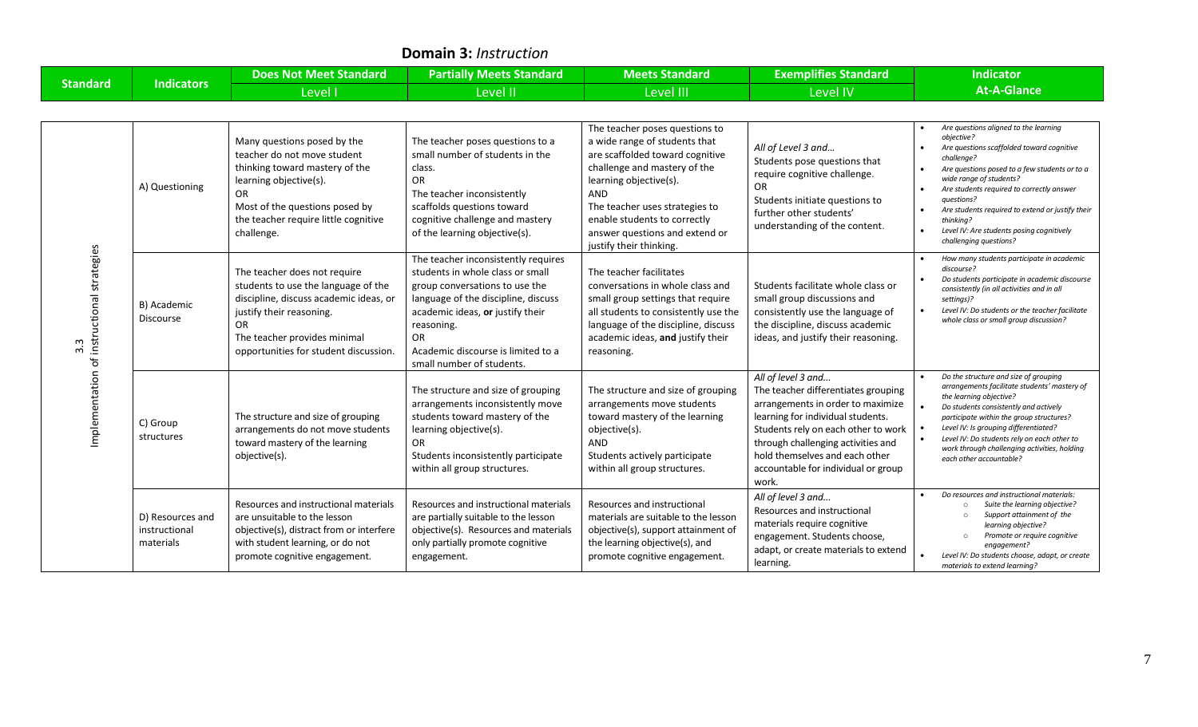**Domain 3:** *Instruction*

| Standard | Indicators | Does Not Meet Standard<br>Level I | Partially Meets Standard<br>Level II | Meets Standard<br>Level III | Exemplifies Standard<br>Level IV | Indicator<br>At-A-Glance |
|---|---|---|---|---|---|---|
| 3.3<br>Implementation of instructional strategies | A) Questioning | Many questions posed by the teacher do not move student thinking toward mastery of the learning objective(s).<br>OR<br>Most of the questions posed by the teacher require little cognitive challenge. | The teacher poses questions to a small number of students in the class.<br>OR<br>The teacher inconsistently scaffolds questions toward cognitive challenge and mastery of the learning objective(s). | The teacher poses questions to a wide range of students that are scaffolded toward cognitive challenge and mastery of the learning objective(s).<br>AND<br>The teacher uses strategies to enable students to correctly answer questions and extend or justify their thinking. | *All of Level 3 and…*<br>Students pose questions that require cognitive challenge.<br>OR<br>Students initiate questions to further other students' understanding of the content. | • *Are questions aligned to the learning objective?*<br>• *Are questions scaffolded toward cognitive challenge?*<br>• *Are questions posed to a few students or to a wide range of students?*<br>• *Are students required to correctly answer questions?*<br>• *Are students required to extend or justify their thinking?*<br>• *Level IV: Are students posing cognitively challenging questions?* |
| | B) Academic Discourse | The teacher does not require students to use the language of the discipline, discuss academic ideas, or justify their reasoning.<br>OR<br>The teacher provides minimal opportunities for student discussion. | The teacher inconsistently requires students in whole class or small group conversations to use the language of the discipline, discuss academic ideas, **or** justify their reasoning.<br>OR<br>Academic discourse is limited to a small number of students. | The teacher facilitates conversations in whole class and small group settings that require all students to consistently use the language of the discipline, discuss academic ideas, **and** justify their reasoning. | Students facilitate whole class or small group discussions and consistently use the language of the discipline, discuss academic ideas, and justify their reasoning. | • *How many students participate in academic discourse?*<br>• *Do students participate in academic discourse consistently (in all activities and in all settings)?*<br>• *Level IV: Do students or the teacher facilitate whole class or small group discussion?* |
| | C) Group structures | The structure and size of grouping arrangements do not move students toward mastery of the learning objective(s). | The structure and size of grouping arrangements inconsistently move students toward mastery of the learning objective(s).<br>OR<br>Students inconsistently participate within all group structures. | The structure and size of grouping arrangements move students toward mastery of the learning objective(s).<br>AND<br>Students actively participate within all group structures. | *All of level 3 and…*<br>The teacher differentiates grouping arrangements in order to maximize learning for individual students. Students rely on each other to work through challenging activities and hold themselves and each other accountable for individual or group work. | • *Do the structure and size of grouping arrangements facilitate students' mastery of the learning objective?*<br>• *Do students consistently and actively participate within the group structures?*<br>• *Level IV: Is grouping differentiated?*<br>• *Level IV: Do students rely on each other to work through challenging activities, holding each other accountable?* |
| | D) Resources and instructional materials | Resources and instructional materials are unsuitable to the lesson objective(s), distract from or interfere with student learning, or do not promote cognitive engagement. | Resources and instructional materials are partially suitable to the lesson objective(s). Resources and materials only partially promote cognitive engagement. | Resources and instructional materials are suitable to the lesson objective(s), support attainment of the learning objective(s), and promote cognitive engagement. | *All of level 3 and…*<br>Resources and instructional materials require cognitive engagement. Students choose, adapt, or create materials to extend learning. | • *Do resources and instructional materials:*<br>  ○ *Suite the learning objective?*<br>  ○ *Support attainment of the learning objective?*<br>  ○ *Promote or require cognitive engagement?*<br>• *Level IV: Do students choose, adapt, or create materials to extend learning?* |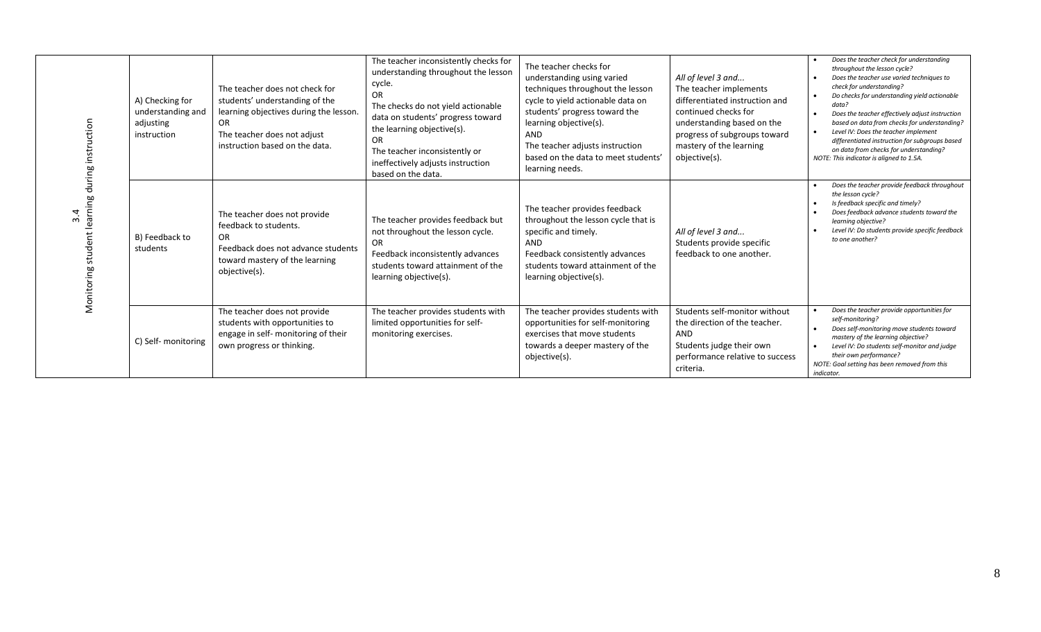| | | | | | | |
|---|---|---|---|---|---|---|
| 3.4 Monitoring student learning during instruction | A) Checking for understanding and adjusting instruction | The teacher does not check for students' understanding of the learning objectives during the lesson.<br>OR<br>The teacher does not adjust instruction based on the data. | The teacher inconsistently checks for understanding throughout the lesson cycle.<br>OR<br>The checks do not yield actionable data on students' progress toward the learning objective(s).<br>OR<br>The teacher inconsistently or ineffectively adjusts instruction based on the data. | The teacher checks for understanding using varied techniques throughout the lesson cycle to yield actionable data on students' progress toward the learning objective(s).<br>AND<br>The teacher adjusts instruction based on the data to meet students' learning needs. | *All of level 3 and...*<br>The teacher implements differentiated instruction and continued checks for understanding based on the progress of subgroups toward mastery of the learning objective(s). | • *Does the teacher check for understanding throughout the lesson cycle?*<br>• *Does the teacher use varied techniques to check for understanding?*<br>• *Do checks for understanding yield actionable data?*<br>• *Does the teacher effectively adjust instruction based on data from checks for understanding?*<br>• *Level IV: Does the teacher implement differentiated instruction for subgroups based on data from checks for understanding?*<br>*NOTE: This indicator is aligned to 1.5A.* |
| | B) Feedback to students | The teacher does not provide feedback to students.<br>OR<br>Feedback does not advance students toward mastery of the learning objective(s). | The teacher provides feedback but not throughout the lesson cycle.<br>OR<br>Feedback inconsistently advances students toward attainment of the learning objective(s). | The teacher provides feedback throughout the lesson cycle that is specific and timely.<br>AND<br>Feedback consistently advances students toward attainment of the learning objective(s). | *All of level 3 and...*<br>Students provide specific feedback to one another. | • *Does the teacher provide feedback throughout the lesson cycle?*<br>• *Is feedback specific and timely?*<br>• *Does feedback advance students toward the learning objective?*<br>• *Level IV: Do students provide specific feedback to one another?* |
| | C) Self- monitoring | The teacher does not provide students with opportunities to engage in self- monitoring of their own progress or thinking. | The teacher provides students with limited opportunities for self-monitoring exercises. | The teacher provides students with opportunities for self-monitoring exercises that move students towards a deeper mastery of the objective(s). | Students self-monitor without the direction of the teacher.<br>AND<br>Students judge their own performance relative to success criteria. | • *Does the teacher provide opportunities for self-monitoring?*<br>• *Does self-monitoring move students toward mastery of the learning objective?*<br>• *Level IV: Do students self-monitor and judge their own performance?*<br>*NOTE: Goal setting has been removed from this indicator.* |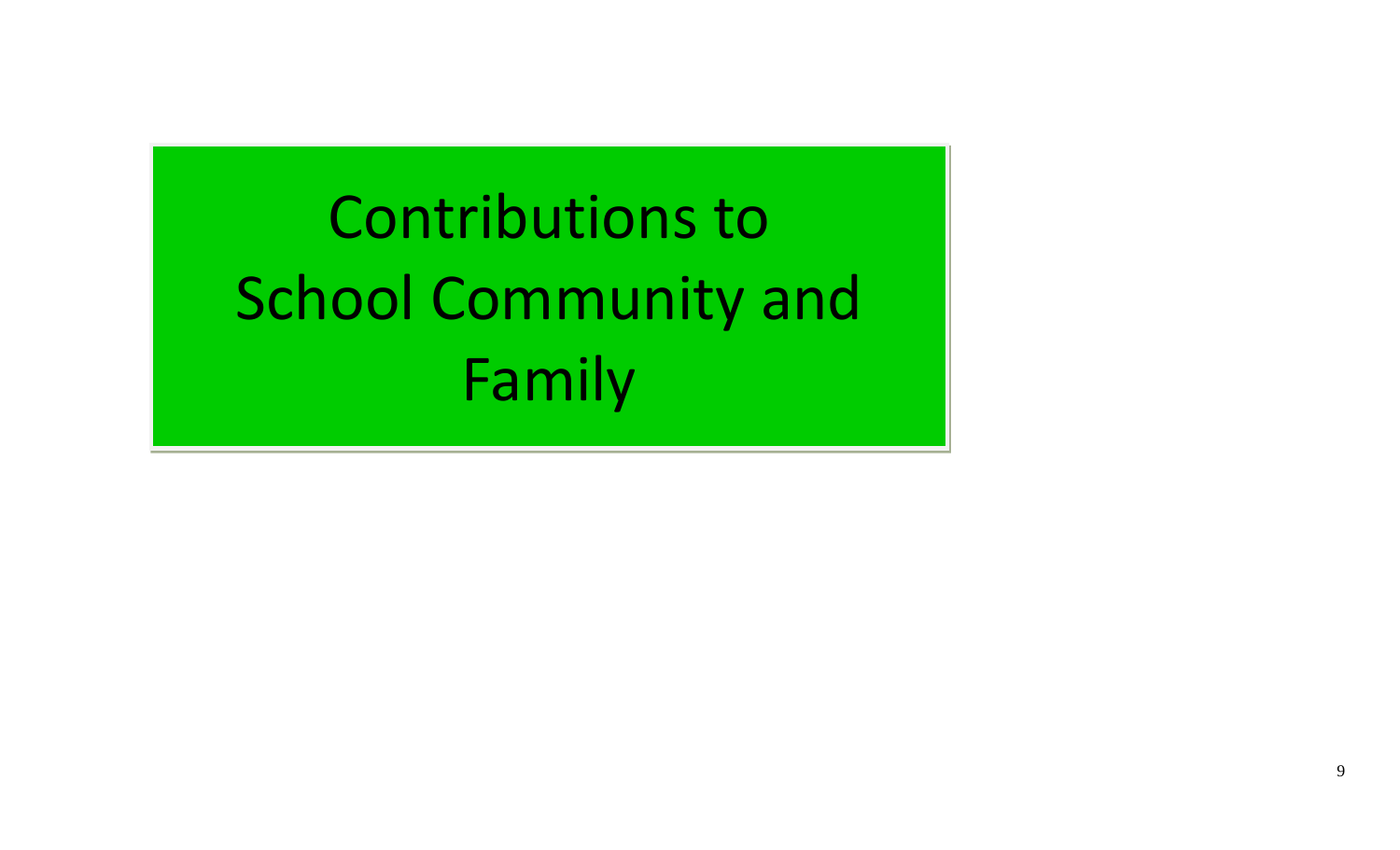# Contributions to School Community and Family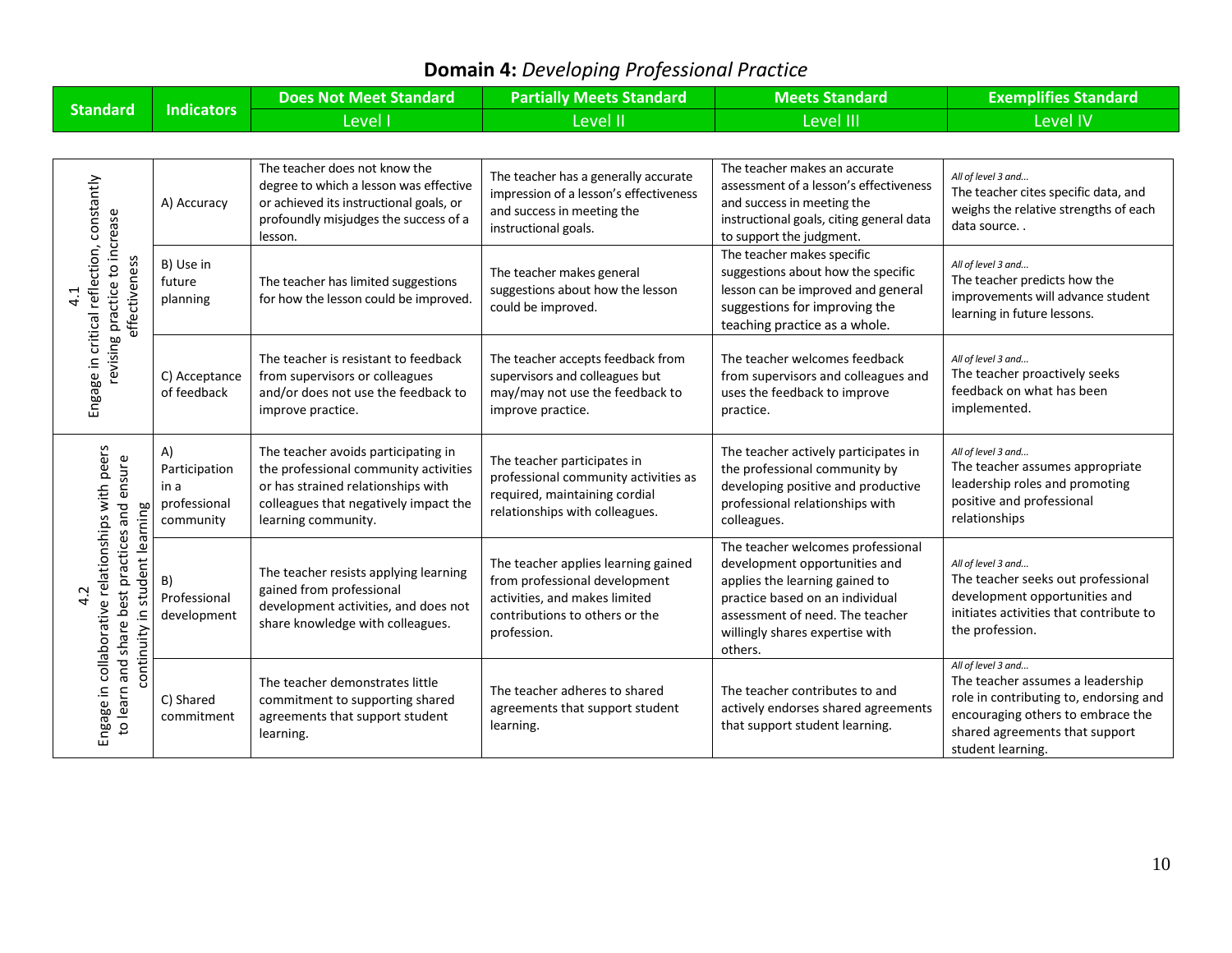# **Domain 4:** *Developing Professional Practice*

| Standard | Indicators | Does Not Meet Standard<br>Level I | Partially Meets Standard<br>Level II | Meets Standard<br>Level III | Exemplifies Standard<br>Level IV |
|---|---|---|---|---|---|
| 4.1<br>Engage in critical reflection, constantly revising practice to increase effectiveness | A) Accuracy | The teacher does not know the degree to which a lesson was effective or achieved its instructional goals, or profoundly misjudges the success of a lesson. | The teacher has a generally accurate impression of a lesson's effectiveness and success in meeting the instructional goals. | The teacher makes an accurate assessment of a lesson's effectiveness and success in meeting the instructional goals, citing general data to support the judgment. | *All of level 3 and…*<br>The teacher cites specific data, and weighs the relative strengths of each data source. . |
| | B) Use in future planning | The teacher has limited suggestions for how the lesson could be improved. | The teacher makes general suggestions about how the lesson could be improved. | The teacher makes specific suggestions about how the specific lesson can be improved and general suggestions for improving the teaching practice as a whole. | *All of level 3 and…*<br>The teacher predicts how the improvements will advance student learning in future lessons. |
| | C) Acceptance of feedback | The teacher is resistant to feedback from supervisors or colleagues and/or does not use the feedback to improve practice. | The teacher accepts feedback from supervisors and colleagues but may/may not use the feedback to improve practice. | The teacher welcomes feedback from supervisors and colleagues and uses the feedback to improve practice. | *All of level 3 and…*<br>The teacher proactively seeks feedback on what has been implemented. |
| 4.2<br>Engage in collaborative relationships with peers to learn and share best practices and ensure continuity in student learning | A) Participation in a professional community | The teacher avoids participating in the professional community activities or has strained relationships with colleagues that negatively impact the learning community. | The teacher participates in professional community activities as required, maintaining cordial relationships with colleagues. | The teacher actively participates in the professional community by developing positive and productive professional relationships with colleagues. | *All of level 3 and…*<br>The teacher assumes appropriate leadership roles and promoting positive and professional relationships |
| | B) Professional development | The teacher resists applying learning gained from professional development activities, and does not share knowledge with colleagues. | The teacher applies learning gained from professional development activities, and makes limited contributions to others or the profession. | The teacher welcomes professional development opportunities and applies the learning gained to practice based on an individual assessment of need. The teacher willingly shares expertise with others. | *All of level 3 and…*<br>The teacher seeks out professional development opportunities and initiates activities that contribute to the profession. |
| | C) Shared commitment | The teacher demonstrates little commitment to supporting shared agreements that support student learning. | The teacher adheres to shared agreements that support student learning. | The teacher contributes to and actively endorses shared agreements that support student learning. | *All of level 3 and…*<br>The teacher assumes a leadership role in contributing to, endorsing and encouraging others to embrace the shared agreements that support student learning. |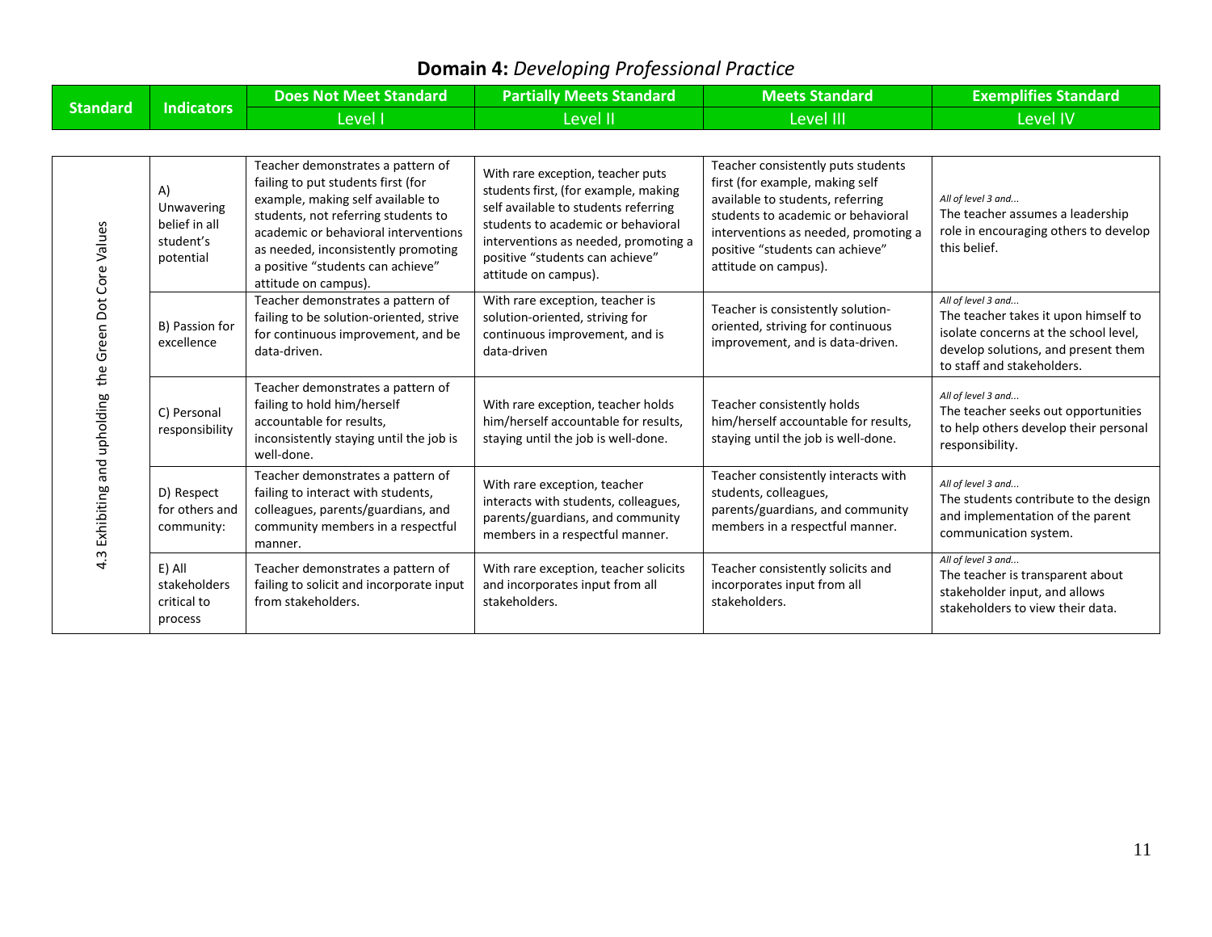## **Domain 4:** *Developing Professional Practice*

| Standard | Indicators | Does Not Meet Standard<br>Level I | Partially Meets Standard<br>Level II | Meets Standard<br>Level III | Exemplifies Standard<br>Level IV |
|---|---|---|---|---|---|
| 4.3 Exhibiting and upholding the Green Dot Core Values | A) Unwavering belief in all student's potential | Teacher demonstrates a pattern of failing to put students first (for example, making self available to students, not referring students to academic or behavioral interventions as needed, inconsistently promoting a positive "students can achieve" attitude on campus). | With rare exception, teacher puts students first, (for example, making self available to students referring students to academic or behavioral interventions as needed, promoting a positive "students can achieve" attitude on campus). | Teacher consistently puts students first (for example, making self available to students, referring students to academic or behavioral interventions as needed, promoting a positive "students can achieve" attitude on campus). | *All of level 3 and...*<br>The teacher assumes a leadership role in encouraging others to develop this belief. |
| | B) Passion for excellence | Teacher demonstrates a pattern of failing to be solution-oriented, strive for continuous improvement, and be data-driven. | With rare exception, teacher is solution-oriented, striving for continuous improvement, and is data-driven | Teacher is consistently solution-oriented, striving for continuous improvement, and is data-driven. | *All of level 3 and...*<br>The teacher takes it upon himself to isolate concerns at the school level, develop solutions, and present them to staff and stakeholders. |
| | C) Personal responsibility | Teacher demonstrates a pattern of failing to hold him/herself accountable for results, inconsistently staying until the job is well-done. | With rare exception, teacher holds him/herself accountable for results, staying until the job is well-done. | Teacher consistently holds him/herself accountable for results, staying until the job is well-done. | *All of level 3 and...*<br>The teacher seeks out opportunities to help others develop their personal responsibility. |
| | D) Respect for others and community: | Teacher demonstrates a pattern of failing to interact with students, colleagues, parents/guardians, and community members in a respectful manner. | With rare exception, teacher interacts with students, colleagues, parents/guardians, and community members in a respectful manner. | Teacher consistently interacts with students, colleagues, parents/guardians, and community members in a respectful manner. | *All of level 3 and...*<br>The students contribute to the design and implementation of the parent communication system. |
| | E) All stakeholders critical to process | Teacher demonstrates a pattern of failing to solicit and incorporate input from stakeholders. | With rare exception, teacher solicits and incorporates input from all stakeholders. | Teacher consistently solicits and incorporates input from all stakeholders. | *All of level 3 and...*<br>The teacher is transparent about stakeholder input, and allows stakeholders to view their data. |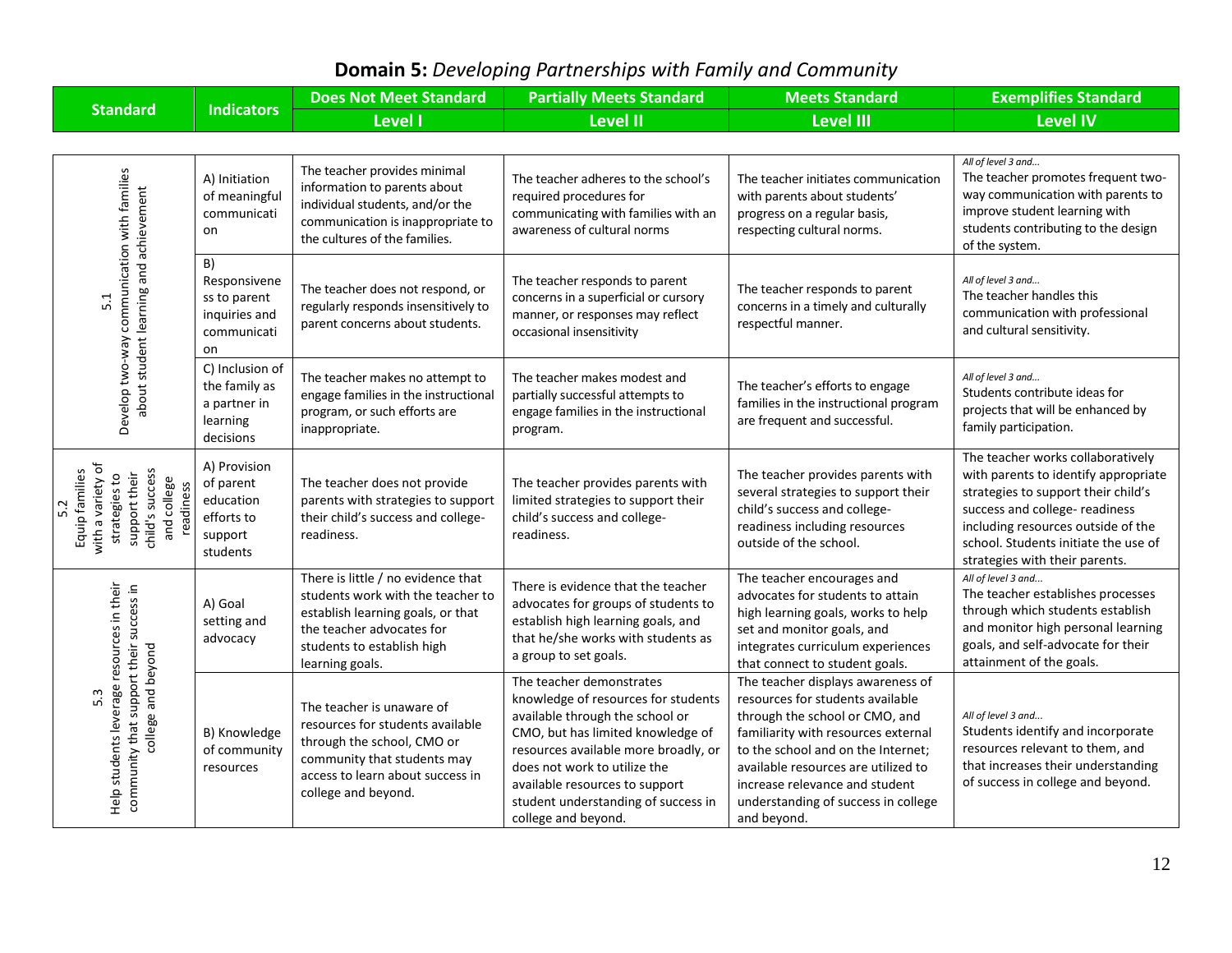## **Domain 5:** *Developing Partnerships with Family and Community*

| Standard | Indicators | Does Not Meet Standard<br>Level I | Partially Meets Standard<br>Level II | Meets Standard<br>Level III | Exemplifies Standard<br>Level IV |
|---|---|---|---|---|---|
| 5.1<br>Develop two-way communication with families about student learning and achievement | A) Initiation of meaningful communication | The teacher provides minimal information to parents about individual students, and/or the communication is inappropriate to the cultures of the families. | The teacher adheres to the school's required procedures for communicating with families with an awareness of cultural norms | The teacher initiates communication with parents about students' progress on a regular basis, respecting cultural norms. | *All of level 3 and...*<br>The teacher promotes frequent two-way communication with parents to improve student learning with students contributing to the design of the system. |
| | B) Responsiveness to parent inquiries and communication | The teacher does not respond, or regularly responds insensitively to parent concerns about students. | The teacher responds to parent concerns in a superficial or cursory manner, or responses may reflect occasional insensitivity | The teacher responds to parent concerns in a timely and culturally respectful manner. | *All of level 3 and...*<br>The teacher handles this communication with professional and cultural sensitivity. |
| | C) Inclusion of the family as a partner in learning decisions | The teacher makes no attempt to engage families in the instructional program, or such efforts are inappropriate. | The teacher makes modest and partially successful attempts to engage families in the instructional program. | The teacher's efforts to engage families in the instructional program are frequent and successful. | *All of level 3 and...*<br>Students contribute ideas for projects that will be enhanced by family participation. |
| 5.2<br>Equip families with a variety of strategies to support their child's success and college readiness | A) Provision of parent education efforts to support students | The teacher does not provide parents with strategies to support their child's success and college-readiness. | The teacher provides parents with limited strategies to support their child's success and college-readiness. | The teacher provides parents with several strategies to support their child's success and college-readiness including resources outside of the school. | The teacher works collaboratively with parents to identify appropriate strategies to support their child's success and college- readiness including resources outside of the school. Students initiate the use of strategies with their parents. |
| 5.3<br>Help students leverage resources in their community that support their success in college and beyond | A) Goal setting and advocacy | There is little / no evidence that students work with the teacher to establish learning goals, or that the teacher advocates for students to establish high learning goals. | There is evidence that the teacher advocates for groups of students to establish high learning goals, and that he/she works with students as a group to set goals. | The teacher encourages and advocates for students to attain high learning goals, works to help set and monitor goals, and integrates curriculum experiences that connect to student goals. | *All of level 3 and...*<br>The teacher establishes processes through which students establish and monitor high personal learning goals, and self-advocate for their attainment of the goals. |
| | B) Knowledge of community resources | The teacher is unaware of resources for students available through the school, CMO or community that students may access to learn about success in college and beyond. | The teacher demonstrates knowledge of resources for students available through the school or CMO, but has limited knowledge of resources available more broadly, or does not work to utilize the available resources to support student understanding of success in college and beyond. | The teacher displays awareness of resources for students available through the school or CMO, and familiarity with resources external to the school and on the Internet; available resources are utilized to increase relevance and student understanding of success in college and beyond. | *All of level 3 and...*<br>Students identify and incorporate resources relevant to them, and that increases their understanding of success in college and beyond. |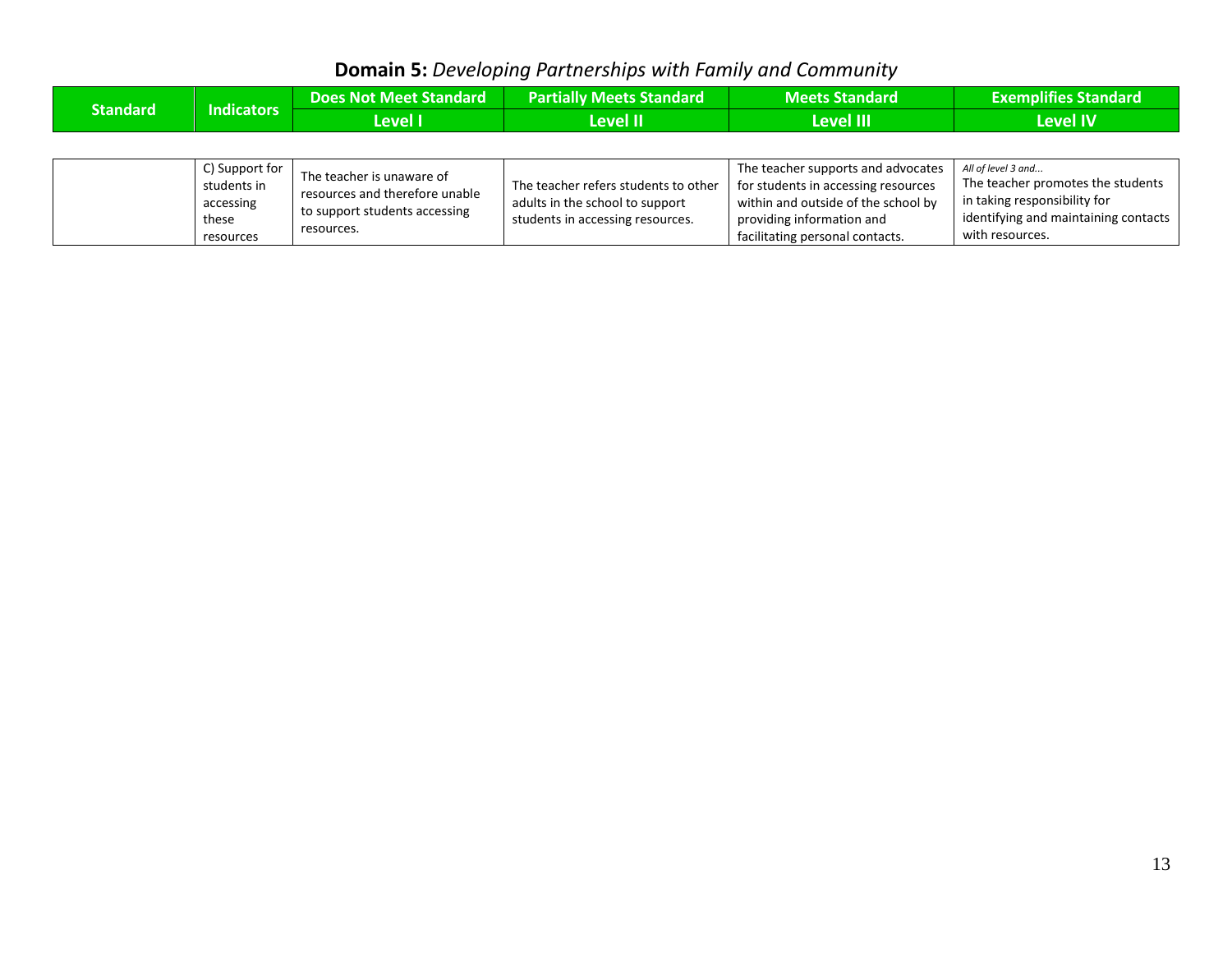## **Domain 5:** *Developing Partnerships with Family and Community*

| Standard | Indicators | Does Not Meet Standard<br>Level I | Partially Meets Standard<br>Level II | Meets Standard<br>Level III | Exemplifies Standard<br>Level IV |
|---|---|---|---|---|---|
| | C) Support for students in accessing these resources | The teacher is unaware of resources and therefore unable to support students accessing resources. | The teacher refers students to other adults in the school to support students in accessing resources. | The teacher supports and advocates for students in accessing resources within and outside of the school by providing information and facilitating personal contacts. | *All of level 3 and...*<br>The teacher promotes the students in taking responsibility for identifying and maintaining contacts with resources. |